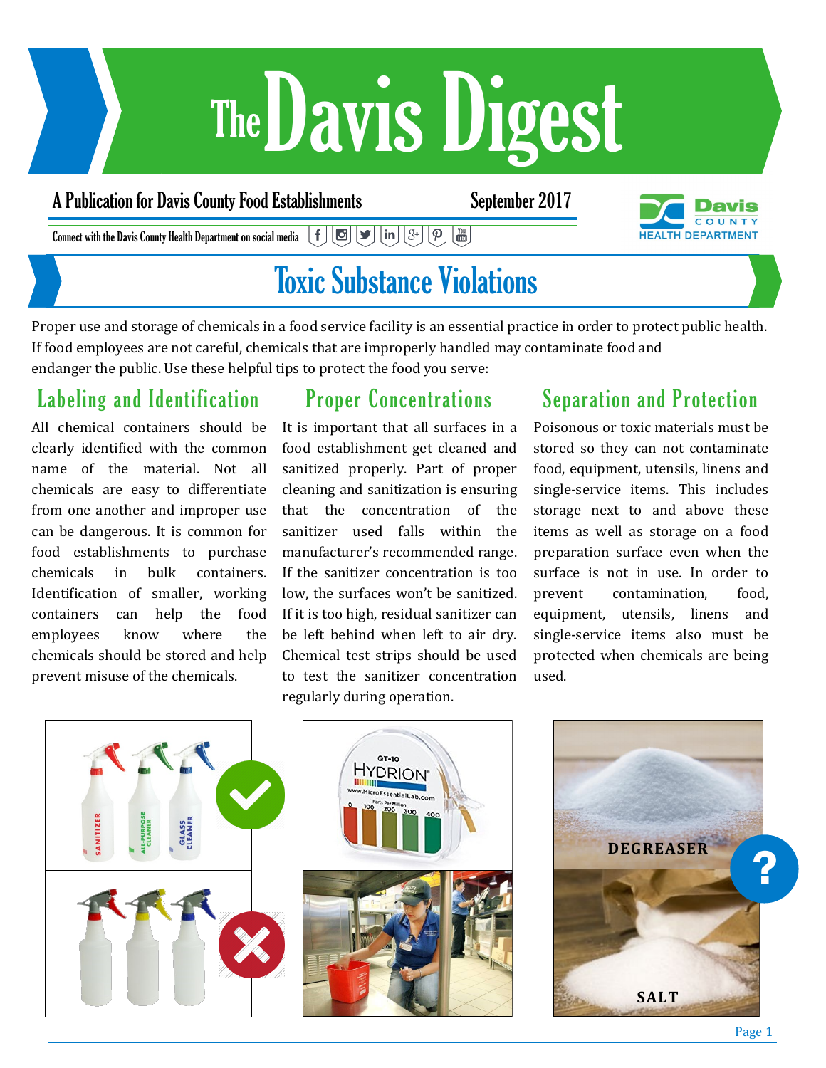# The Davis Digest

A Publication for Davis County Food Establishments

September 2017

Connect with the Davis County Health Department on social media

## Toxic Substance Violations

Proper use and storage of chemicals in a food service facility is an essential practice in order to protect public health. If food employees are not careful, chemicals that are improperly handled may contaminate food and endanger the public. Use these helpful tips to protect the food you serve:

### Labeling and Identification

All chemical containers should be clearly identified with the common name of the material. Not all chemicals are easy to differentiate from one another and improper use can be dangerous. It is common for food establishments to purchase chemicals in bulk containers. Identification of smaller, working containers can help the food employees know where the chemicals should be stored and help prevent misuse of the chemicals.

### Proper Concentrations

It is important that all surfaces in a food establishment get cleaned and sanitized properly. Part of proper cleaning and sanitization is ensuring that the concentration of the sanitizer used falls within the manufacturer's recommended range. If the sanitizer concentration is too low, the surfaces won't be sanitized. If it is too high, residual sanitizer can be left behind when left to air dry. Chemical test strips should be used to test the sanitizer concentration regularly during operation.

### Separation and Protection

Poisonous or toxic materials must be stored so they can not contaminate food, equipment, utensils, linens and single-service items. This includes storage next to and above these items as well as storage on a food preparation surface even when the surface is not in use. In order to prevent contamination, food, equipment, utensils, linens and single-service items also must be protected when chemicals are being used.

DEGREASER

SALT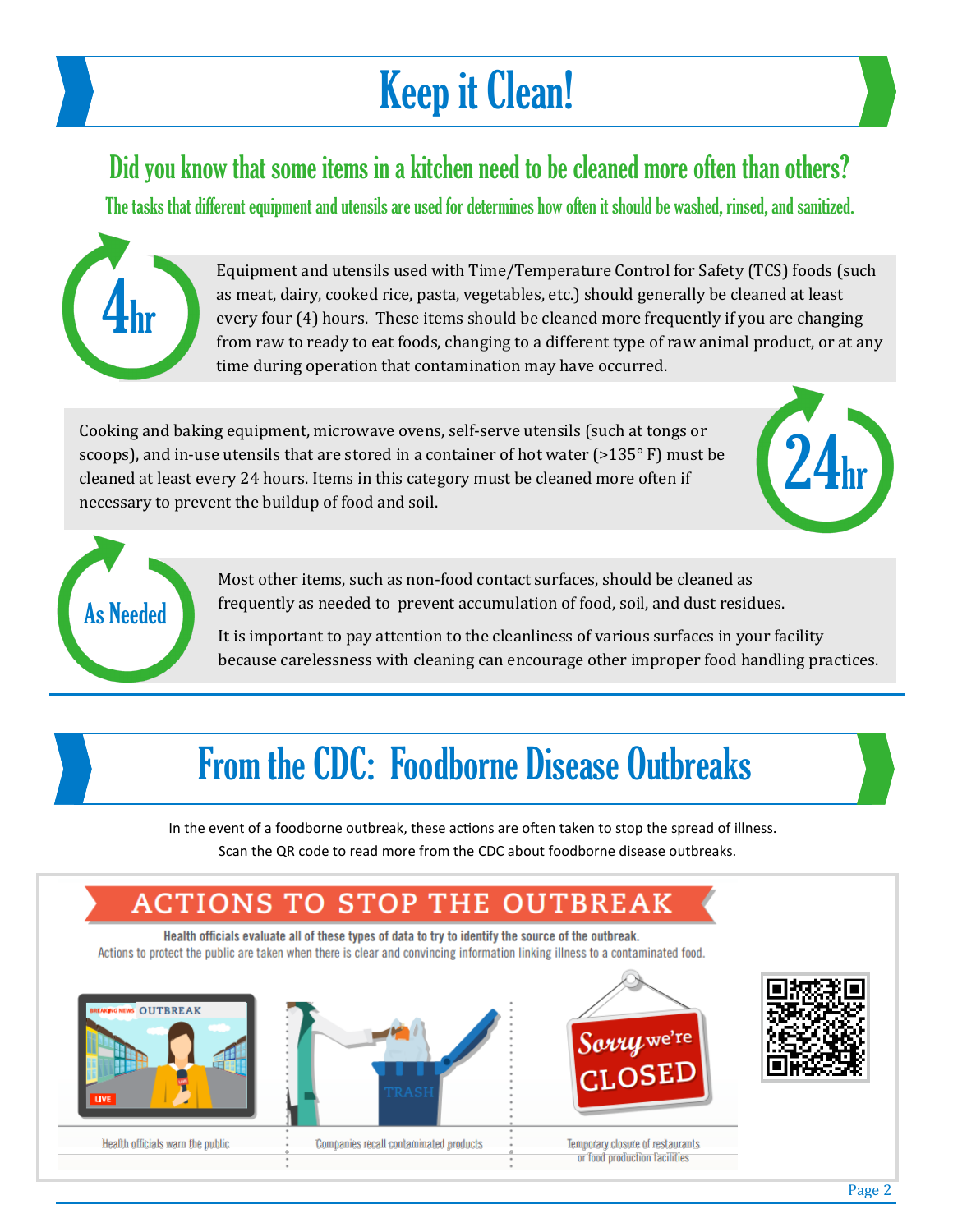# Keep it Clean!

## Did you know that some items in a kitchen need to be cleaned more often than others?

### The tasks that different equipment and utensils are used for determines how often it should be washed, rinsed, and sanitized.

**4hr**

Equipment and utensils used with Time/Temperature Control for Safety (TCS) foods (such as meat, dairy, cooked rice, pasta, vegetables, etc.) should generally be cleaned at least every four (4) hours. These items should be cleaned more frequently if you are changing from raw to ready to eat foods, changing to a different type of raw animal product, or at any time during operation that contamination may have occurred.

**24hr**

Cooking and baking equipment, microwave ovens, self-serve utensils (such at tongs or scoops), and in-use utensils that are stored in a container of hot water (>135° F) must be cleaned at least every 24 hours. Items in this category must be cleaned more often if necessary to prevent the buildup of food and soil.

**As Needed**

Most other items, such as non-food contact surfaces, should be cleaned as frequently as needed to prevent accumulation of food, soil, and dust residues.

It is important to pay attention to the cleanliness of various surfaces in your facility because carelessness with cleaning can encourage other improper food handling practices.

# From the CDC: Foodborne Disease Outbreaks

In the event of a foodborne outbreak, these actions are often taken to stop the spread of illness.
Scan the QR code to read more from the CDC about foodborne disease outbreaks.

## ACTIONS TO STOP THE OUTBREAK

**Health officials evaluate all of these types of data to try to identify the source of the outbreak.**
Actions to protect the public are taken when there is clear and convincing information linking illness to a contaminated food.

- Health officials warn the public
- Companies recall contaminated products
- Temporary closure of restaurants or food production facilities